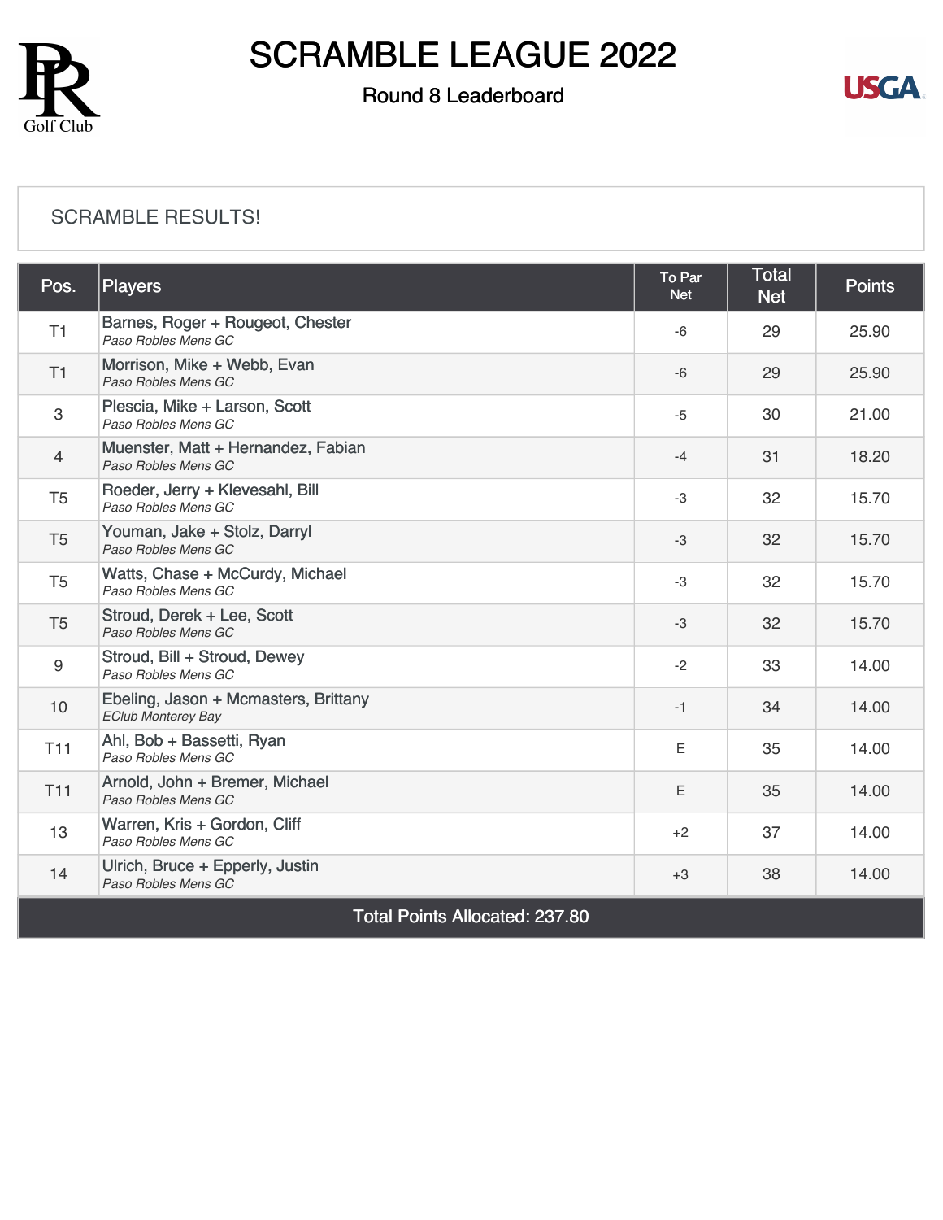# SCRAMBLE LEAGUE 2022

## Round 8 Leaderboard

SCRAMBLE RESULTS!

| Pos. | Players | To Par Net | Total Net | Points |
|---|---|---|---|---|
| T1 | Barnes, Roger + Rougeot, Chester *Paso Robles Mens GC* | -6 | 29 | 25.90 |
| T1 | Morrison, Mike + Webb, Evan *Paso Robles Mens GC* | -6 | 29 | 25.90 |
| 3 | Plescia, Mike + Larson, Scott *Paso Robles Mens GC* | -5 | 30 | 21.00 |
| 4 | Muenster, Matt + Hernandez, Fabian *Paso Robles Mens GC* | -4 | 31 | 18.20 |
| T5 | Roeder, Jerry + Klevesahl, Bill *Paso Robles Mens GC* | -3 | 32 | 15.70 |
| T5 | Youman, Jake + Stolz, Darryl *Paso Robles Mens GC* | -3 | 32 | 15.70 |
| T5 | Watts, Chase + McCurdy, Michael *Paso Robles Mens GC* | -3 | 32 | 15.70 |
| T5 | Stroud, Derek + Lee, Scott *Paso Robles Mens GC* | -3 | 32 | 15.70 |
| 9 | Stroud, Bill + Stroud, Dewey *Paso Robles Mens GC* | -2 | 33 | 14.00 |
| 10 | Ebeling, Jason + Mcmasters, Brittany *EClub Monterey Bay* | -1 | 34 | 14.00 |
| T11 | Ahl, Bob + Bassetti, Ryan *Paso Robles Mens GC* | E | 35 | 14.00 |
| T11 | Arnold, John + Bremer, Michael *Paso Robles Mens GC* | E | 35 | 14.00 |
| 13 | Warren, Kris + Gordon, Cliff *Paso Robles Mens GC* | +2 | 37 | 14.00 |
| 14 | Ulrich, Bruce + Epperly, Justin *Paso Robles Mens GC* | +3 | 38 | 14.00 |
| Total Points Allocated: 237.80 | | | | |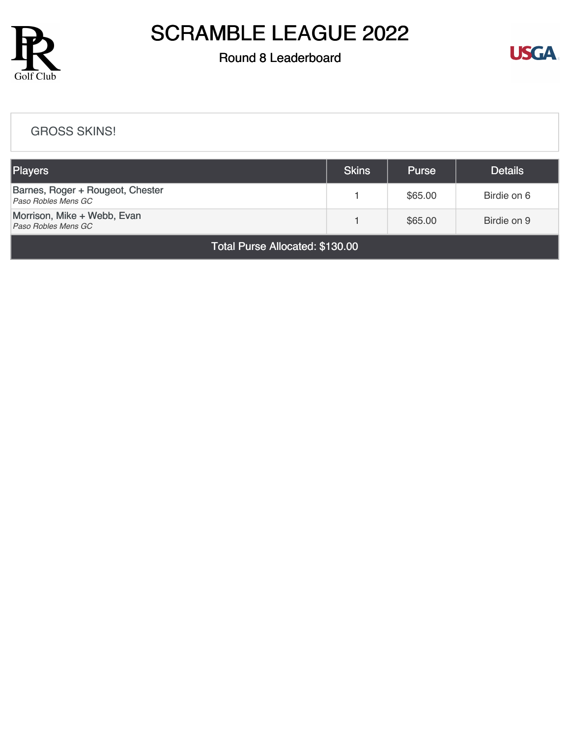# SCRAMBLE LEAGUE 2022

## Round 8 Leaderboard

GROSS SKINS!

| Players | Skins | Purse | Details |
|---|---|---|---|
| Barnes, Roger + Rougeot, Chester *Paso Robles Mens GC* | 1 | $65.00 | Birdie on 6 |
| Morrison, Mike + Webb, Evan *Paso Robles Mens GC* | 1 | $65.00 | Birdie on 9 |
| Total Purse Allocated: $130.00 | | | |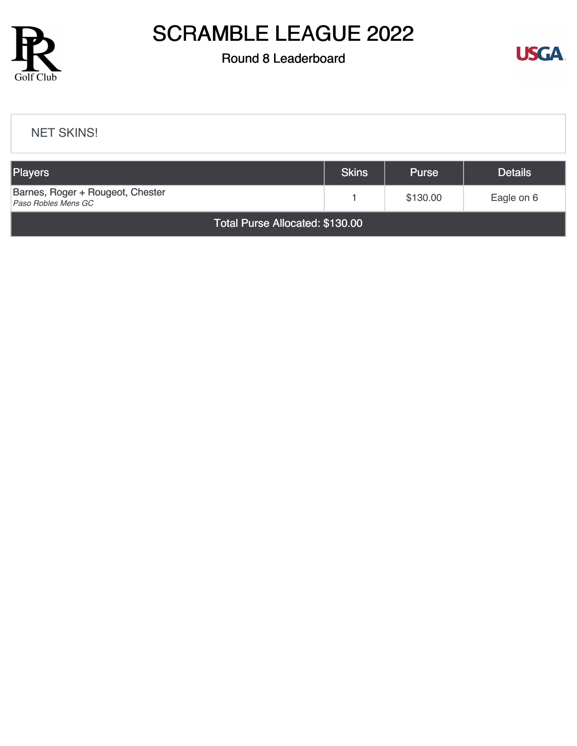# SCRAMBLE LEAGUE 2022

## Round 8 Leaderboard

NET SKINS!

| Players | Skins | Purse | Details |
|---|---|---|---|
| Barnes, Roger + Rougeot, Chester<br>*Paso Robles Mens GC* | 1 | $130.00 | Eagle on 6 |
| Total Purse Allocated: $130.00 | | | |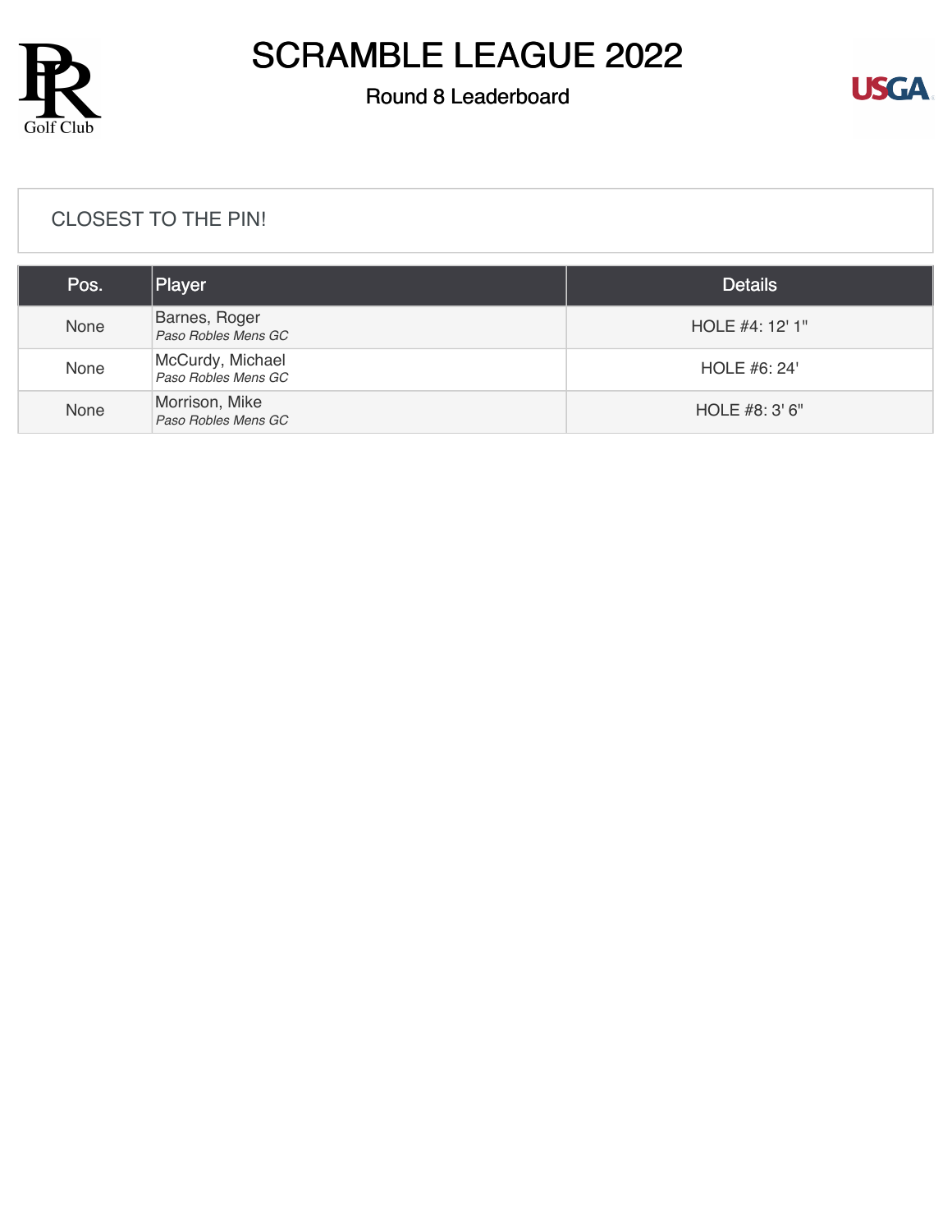# SCRAMBLE LEAGUE 2022

## Round 8 Leaderboard

CLOSEST TO THE PIN!

| Pos. | Player | Details |
|---|---|---|
| None | Barnes, Roger<br>*Paso Robles Mens GC* | HOLE #4: 12' 1" |
| None | McCurdy, Michael<br>*Paso Robles Mens GC* | HOLE #6: 24' |
| None | Morrison, Mike<br>*Paso Robles Mens GC* | HOLE #8: 3' 6" |